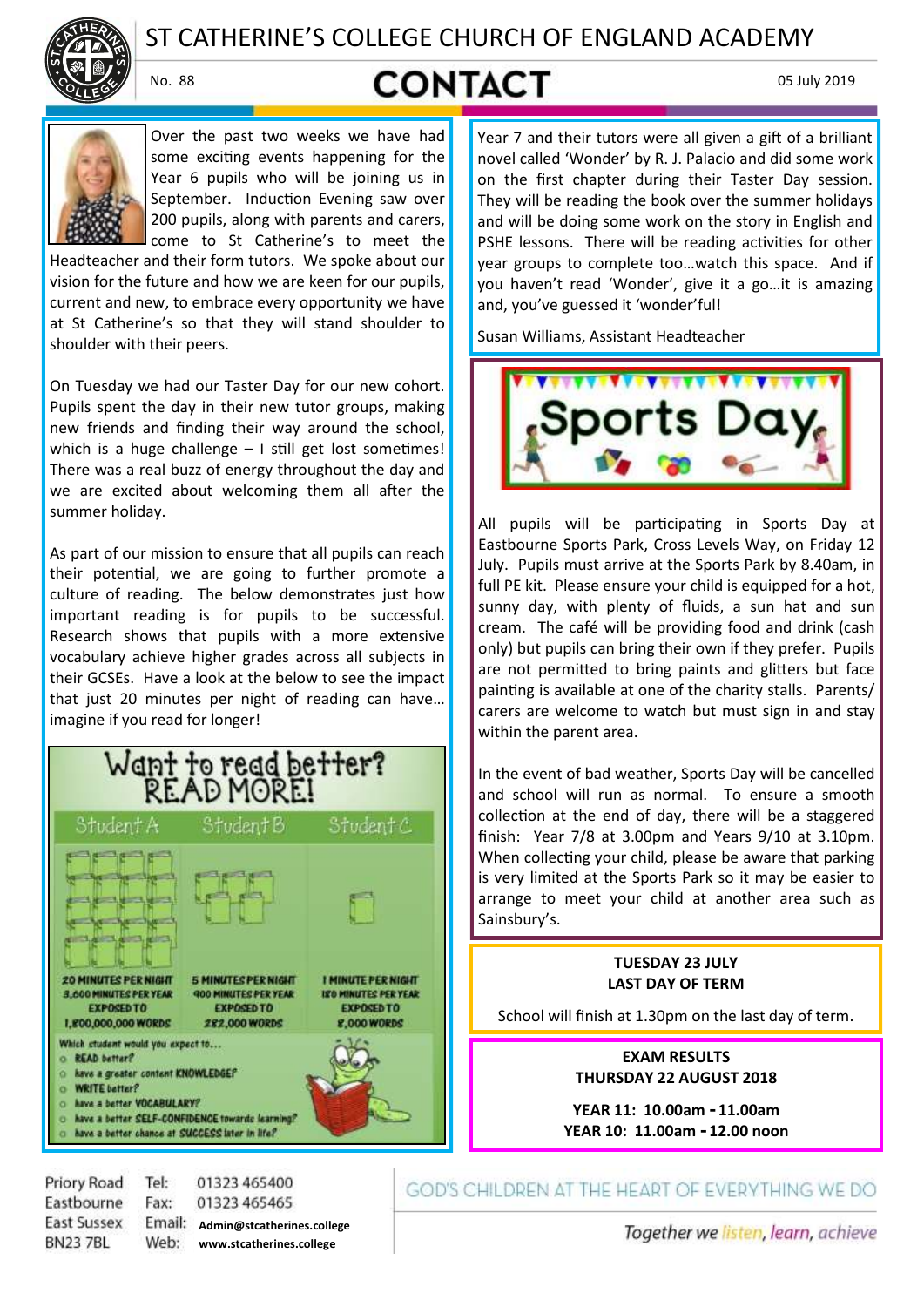# ST CATHERINE'S COLLEGE CHURCH OF ENGLAND ACADEMY

No. 88

# CONTACT

05 July 2019

Over the past two weeks we have had some exciting events happening for the Year 6 pupils who will be joining us in September. Induction Evening saw over 200 pupils, along with parents and carers, come to St Catherine's to meet the Headteacher and their form tutors. We spoke about our vision for the future and how we are keen for our pupils, current and new, to embrace every opportunity we have at St Catherine's so that they will stand shoulder to shoulder with their peers.

On Tuesday we had our Taster Day for our new cohort. Pupils spent the day in their new tutor groups, making new friends and finding their way around the school, which is a huge challenge – I still get lost sometimes! There was a real buzz of energy throughout the day and we are excited about welcoming them all after the summer holiday.

As part of our mission to ensure that all pupils can reach their potential, we are going to further promote a culture of reading. The below demonstrates just how important reading is for pupils to be successful. Research shows that pupils with a more extensive vocabulary achieve higher grades across all subjects in their GCSEs. Have a look at the below to see the impact that just 20 minutes per night of reading can have… imagine if you read for longer!

## Want to read better? READ MORE!

| Student A | Student B | Student C |
|---|---|---|
| 20 MINUTES PER NIGHT | 5 MINUTES PER NIGHT | 1 MINUTE PER NIGHT |
| 3,600 MINUTES PER YEAR | 900 MINUTES PER YEAR | 180 MINUTES PER YEAR |
| EXPOSED TO 1,800,000,000 WORDS | EXPOSED TO 282,000 WORDS | EXPOSED TO 8,000 WORDS |

Which student would you expect to…

- READ better?
- have a greater content KNOWLEDGE?
- WRITE better?
- have a better VOCABULARY?
- have a better SELF-CONFIDENCE towards learning?
- have a better chance at SUCCESS later in life?

Year 7 and their tutors were all given a gift of a brilliant novel called 'Wonder' by R. J. Palacio and did some work on the first chapter during their Taster Day session. They will be reading the book over the summer holidays and will be doing some work on the story in English and PSHE lessons. There will be reading activities for other year groups to complete too…watch this space. And if you haven't read 'Wonder', give it a go…it is amazing and, you've guessed it 'wonder'ful!

Susan Williams, Assistant Headteacher

## Sports Day

All pupils will be participating in Sports Day at Eastbourne Sports Park, Cross Levels Way, on Friday 12 July. Pupils must arrive at the Sports Park by 8.40am, in full PE kit. Please ensure your child is equipped for a hot, sunny day, with plenty of fluids, a sun hat and sun cream. The café will be providing food and drink (cash only) but pupils can bring their own if they prefer. Pupils are not permitted to bring paints and glitters but face painting is available at one of the charity stalls. Parents/ carers are welcome to watch but must sign in and stay within the parent area.

In the event of bad weather, Sports Day will be cancelled and school will run as normal. To ensure a smooth collection at the end of day, there will be a staggered finish: Year 7/8 at 3.00pm and Years 9/10 at 3.10pm. When collecting your child, please be aware that parking is very limited at the Sports Park so it may be easier to arrange to meet your child at another area such as Sainsbury's.

**TUESDAY 23 JULY**
**LAST DAY OF TERM**

School will finish at 1.30pm on the last day of term.

**EXAM RESULTS**
**THURSDAY 22 AUGUST 2018**

**YEAR 11: 10.00am - 11.00am**
**YEAR 10: 11.00am - 12.00 noon**

Priory Road
Eastbourne
East Sussex
BN23 7BL

Tel: 01323 465400
Fax: 01323 465465
Email: Admin@stcatherines.college
Web: www.stcatherines.college

GOD'S CHILDREN AT THE HEART OF EVERYTHING WE DO

*Together we listen, learn, achieve*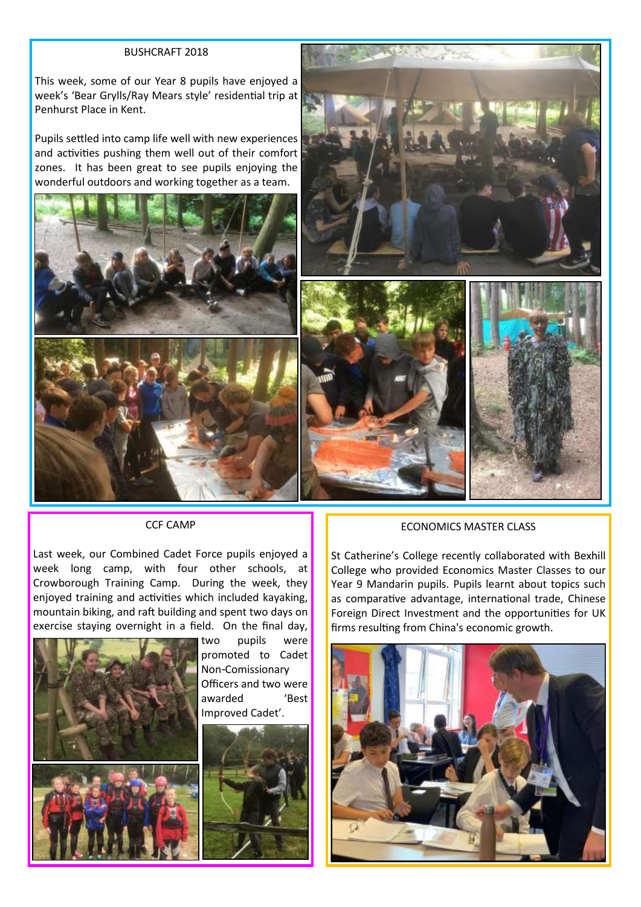## BUSHCRAFT 2018

This week, some of our Year 8 pupils have enjoyed a week's 'Bear Grylls/Ray Mears style' residential trip at Penhurst Place in Kent.

Pupils settled into camp life well with new experiences and activities pushing them well out of their comfort zones. It has been great to see pupils enjoying the wonderful outdoors and working together as a team.

## CCF CAMP

Last week, our Combined Cadet Force pupils enjoyed a week long camp, with four other schools, at Crowborough Training Camp. During the week, they enjoyed training and activities which included kayaking, mountain biking, and raft building and spent two days on exercise staying overnight in a field. On the final day, two pupils were promoted to Cadet Non-Comissionary Officers and two were awarded 'Best Improved Cadet'.

## ECONOMICS MASTER CLASS

St Catherine's College recently collaborated with Bexhill College who provided Economics Master Classes to our Year 9 Mandarin pupils. Pupils learnt about topics such as comparative advantage, international trade, Chinese Foreign Direct Investment and the opportunities for UK firms resulting from China's economic growth.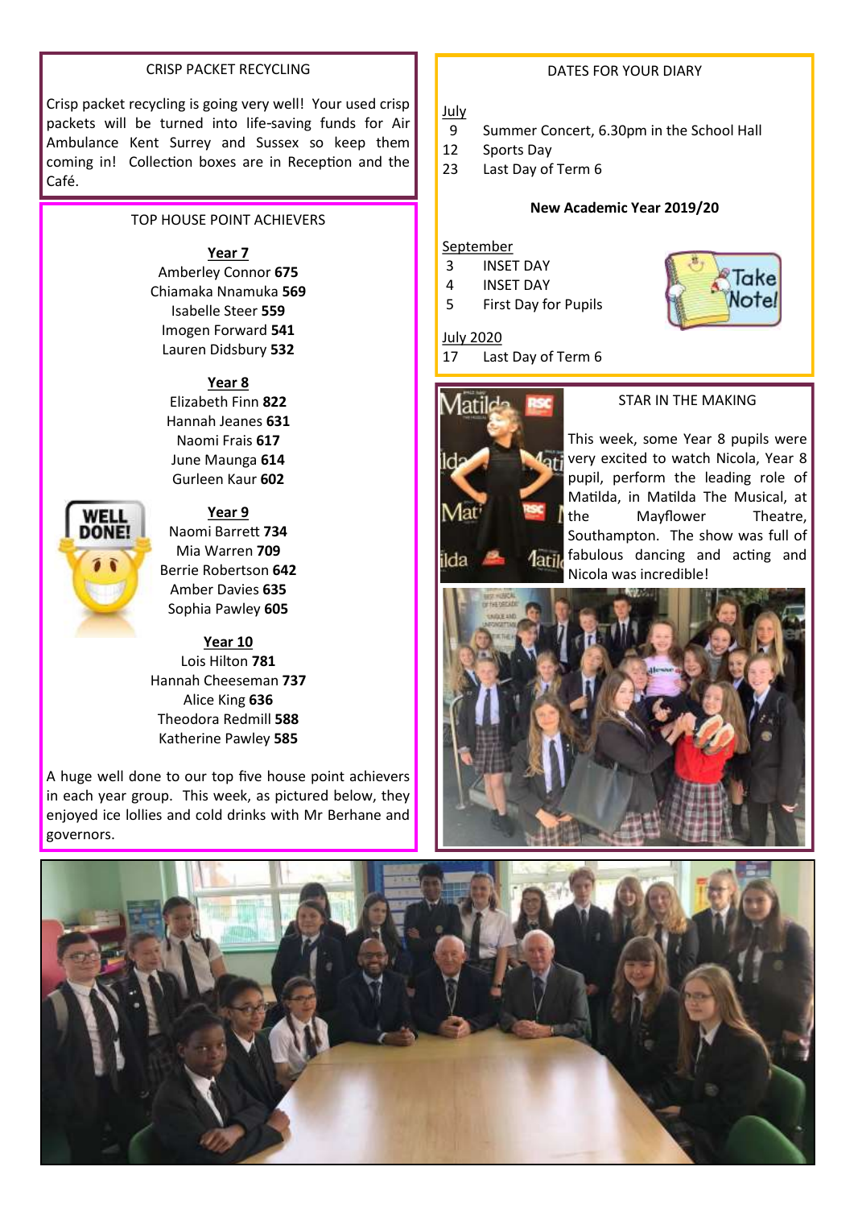## CRISP PACKET RECYCLING

Crisp packet recycling is going very well! Your used crisp packets will be turned into life-saving funds for Air Ambulance Kent Surrey and Sussex so keep them coming in! Collection boxes are in Reception and the Café.

## TOP HOUSE POINT ACHIEVERS

**Year 7**
Amberley Connor **675**
Chiamaka Nnamuka **569**
Isabelle Steer **559**
Imogen Forward **541**
Lauren Didsbury **532**

**Year 8**
Elizabeth Finn **822**
Hannah Jeanes **631**
Naomi Frais **617**
June Maunga **614**
Gurleen Kaur **602**

**Year 9**
Naomi Barrett **734**
Mia Warren **709**
Berrie Robertson **642**
Amber Davies **635**
Sophia Pawley **605**

**Year 10**
Lois Hilton **781**
Hannah Cheeseman **737**
Alice King **636**
Theodora Redmill **588**
Katherine Pawley **585**

A huge well done to our top five house point achievers in each year group. This week, as pictured below, they enjoyed ice lollies and cold drinks with Mr Berhane and governors.

## DATES FOR YOUR DIARY

July
- 9 Summer Concert, 6.30pm in the School Hall
- 12 Sports Day
- 23 Last Day of Term 6

**New Academic Year 2019/20**

September
- 3 INSET DAY
- 4 INSET DAY
- 5 First Day for Pupils

July 2020
- 17 Last Day of Term 6

## STAR IN THE MAKING

This week, some Year 8 pupils were very excited to watch Nicola, Year 8 pupil, perform the leading role of Matilda, in Matilda The Musical, at the Mayflower Theatre, Southampton. The show was full of fabulous dancing and acting and Nicola was incredible!